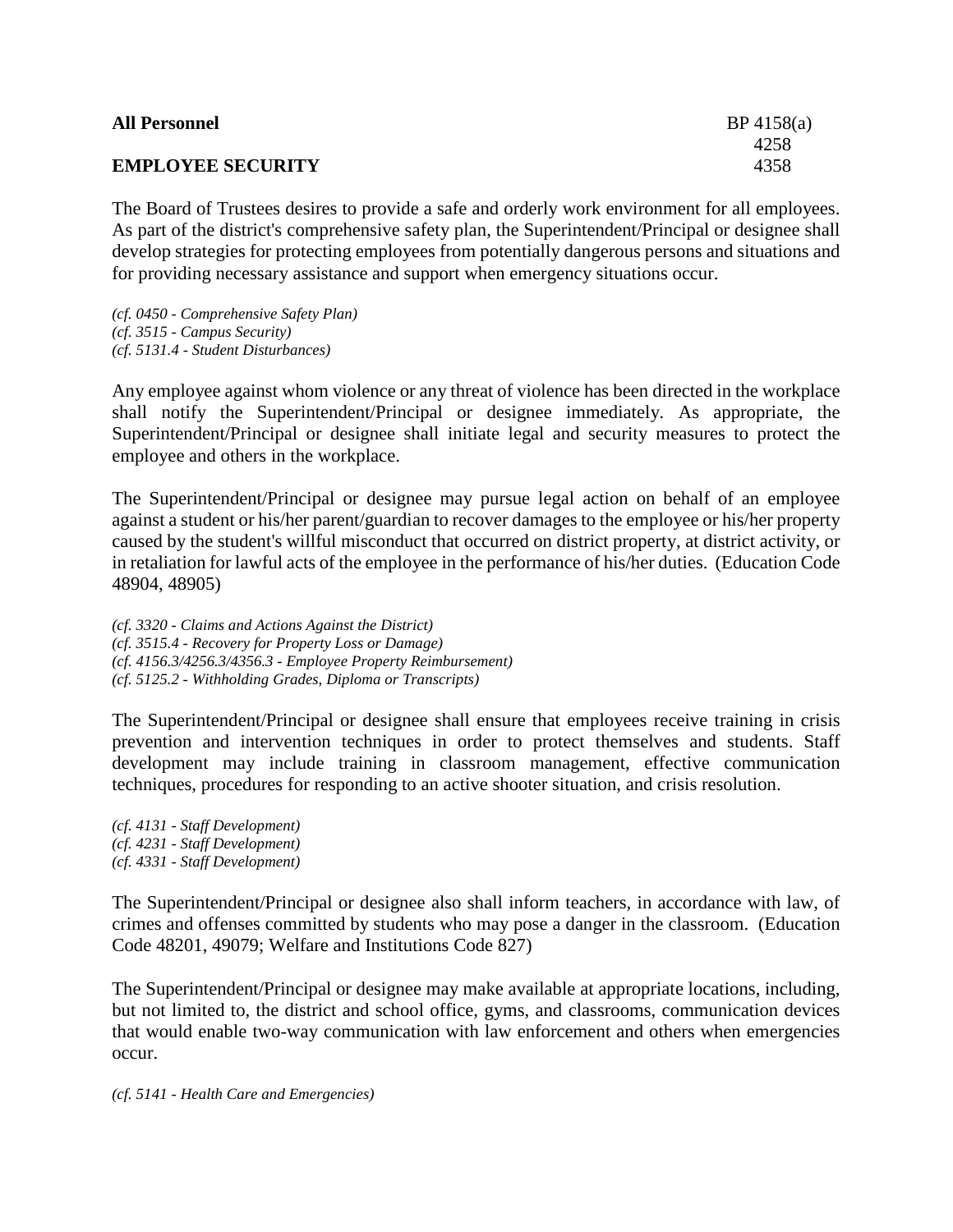**All Personnel** BP 4158(a) 4258 4358

**EMPLOYEE SECURITY**

The Board of Trustees desires to provide a safe and orderly work environment for all employees. As part of the district's comprehensive safety plan, the Superintendent/Principal or designee shall develop strategies for protecting employees from potentially dangerous persons and situations and for providing necessary assistance and support when emergency situations occur.

*(cf. 0450 - Comprehensive Safety Plan)*
*(cf. 3515 - Campus Security)*
*(cf. 5131.4 - Student Disturbances)*

Any employee against whom violence or any threat of violence has been directed in the workplace shall notify the Superintendent/Principal or designee immediately. As appropriate, the Superintendent/Principal or designee shall initiate legal and security measures to protect the employee and others in the workplace.

The Superintendent/Principal or designee may pursue legal action on behalf of an employee against a student or his/her parent/guardian to recover damages to the employee or his/her property caused by the student's willful misconduct that occurred on district property, at district activity, or in retaliation for lawful acts of the employee in the performance of his/her duties. (Education Code 48904, 48905)

*(cf. 3320 - Claims and Actions Against the District)*
*(cf. 3515.4 - Recovery for Property Loss or Damage)*
*(cf. 4156.3/4256.3/4356.3 - Employee Property Reimbursement)*
*(cf. 5125.2 - Withholding Grades, Diploma or Transcripts)*

The Superintendent/Principal or designee shall ensure that employees receive training in crisis prevention and intervention techniques in order to protect themselves and students. Staff development may include training in classroom management, effective communication techniques, procedures for responding to an active shooter situation, and crisis resolution.

*(cf. 4131 - Staff Development)*
*(cf. 4231 - Staff Development)*
*(cf. 4331 - Staff Development)*

The Superintendent/Principal or designee also shall inform teachers, in accordance with law, of crimes and offenses committed by students who may pose a danger in the classroom. (Education Code 48201, 49079; Welfare and Institutions Code 827)

The Superintendent/Principal or designee may make available at appropriate locations, including, but not limited to, the district and school office, gyms, and classrooms, communication devices that would enable two-way communication with law enforcement and others when emergencies occur.

*(cf. 5141 - Health Care and Emergencies)*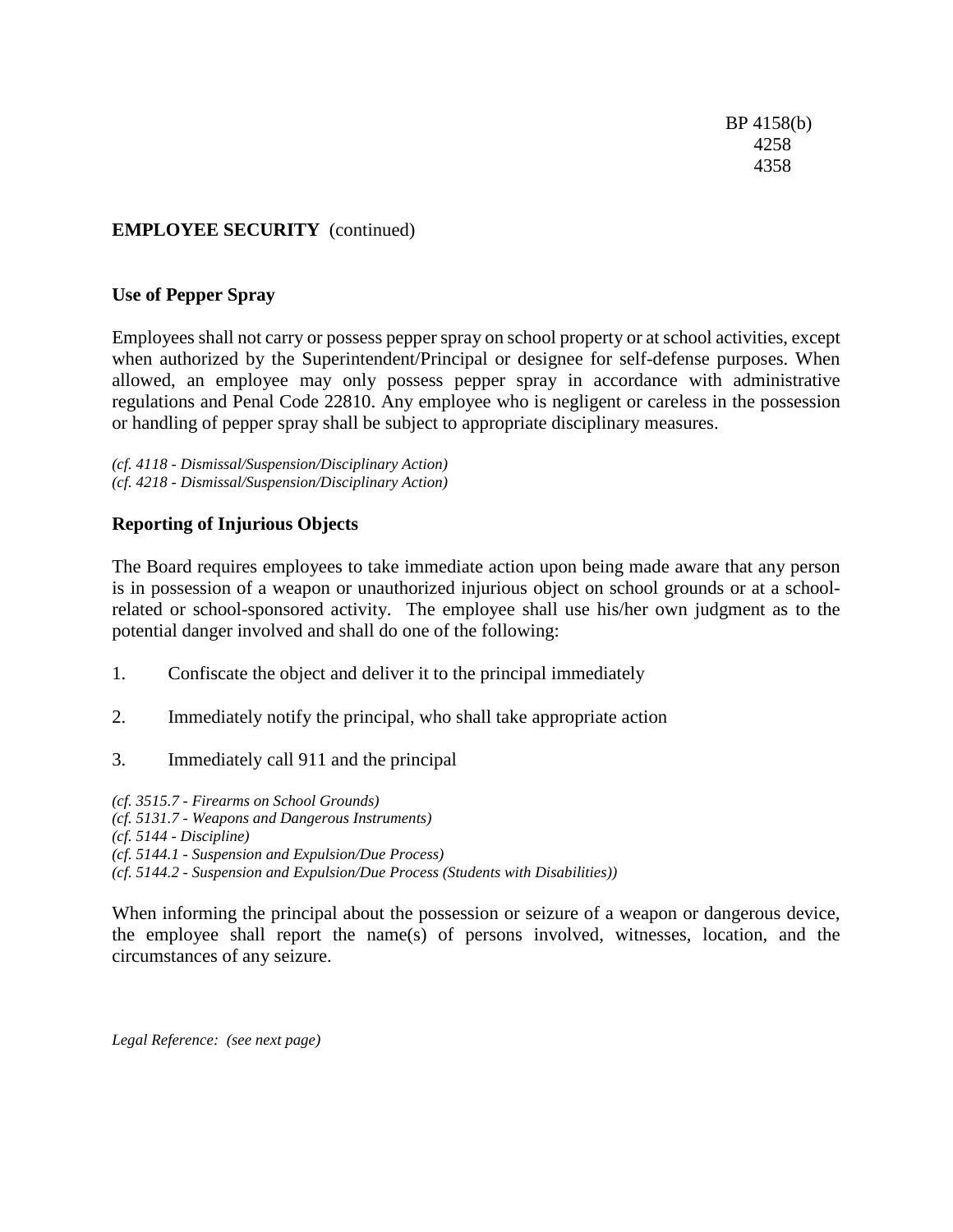**EMPLOYEE SECURITY** (continued)

**Use of Pepper Spray**

Employees shall not carry or possess pepper spray on school property or at school activities, except when authorized by the Superintendent/Principal or designee for self-defense purposes. When allowed, an employee may only possess pepper spray in accordance with administrative regulations and Penal Code 22810. Any employee who is negligent or careless in the possession or handling of pepper spray shall be subject to appropriate disciplinary measures.

*(cf. 4118 - Dismissal/Suspension/Disciplinary Action)*
*(cf. 4218 - Dismissal/Suspension/Disciplinary Action)*

**Reporting of Injurious Objects**

The Board requires employees to take immediate action upon being made aware that any person is in possession of a weapon or unauthorized injurious object on school grounds or at a school-related or school-sponsored activity. The employee shall use his/her own judgment as to the potential danger involved and shall do one of the following:

1. Confiscate the object and deliver it to the principal immediately

2. Immediately notify the principal, who shall take appropriate action

3. Immediately call 911 and the principal

*(cf. 3515.7 - Firearms on School Grounds)*
*(cf. 5131.7 - Weapons and Dangerous Instruments)*
*(cf. 5144 - Discipline)*
*(cf. 5144.1 - Suspension and Expulsion/Due Process)*
*(cf. 5144.2 - Suspension and Expulsion/Due Process (Students with Disabilities))*

When informing the principal about the possession or seizure of a weapon or dangerous device, the employee shall report the name(s) of persons involved, witnesses, location, and the circumstances of any seizure.

*Legal Reference: (see next page)*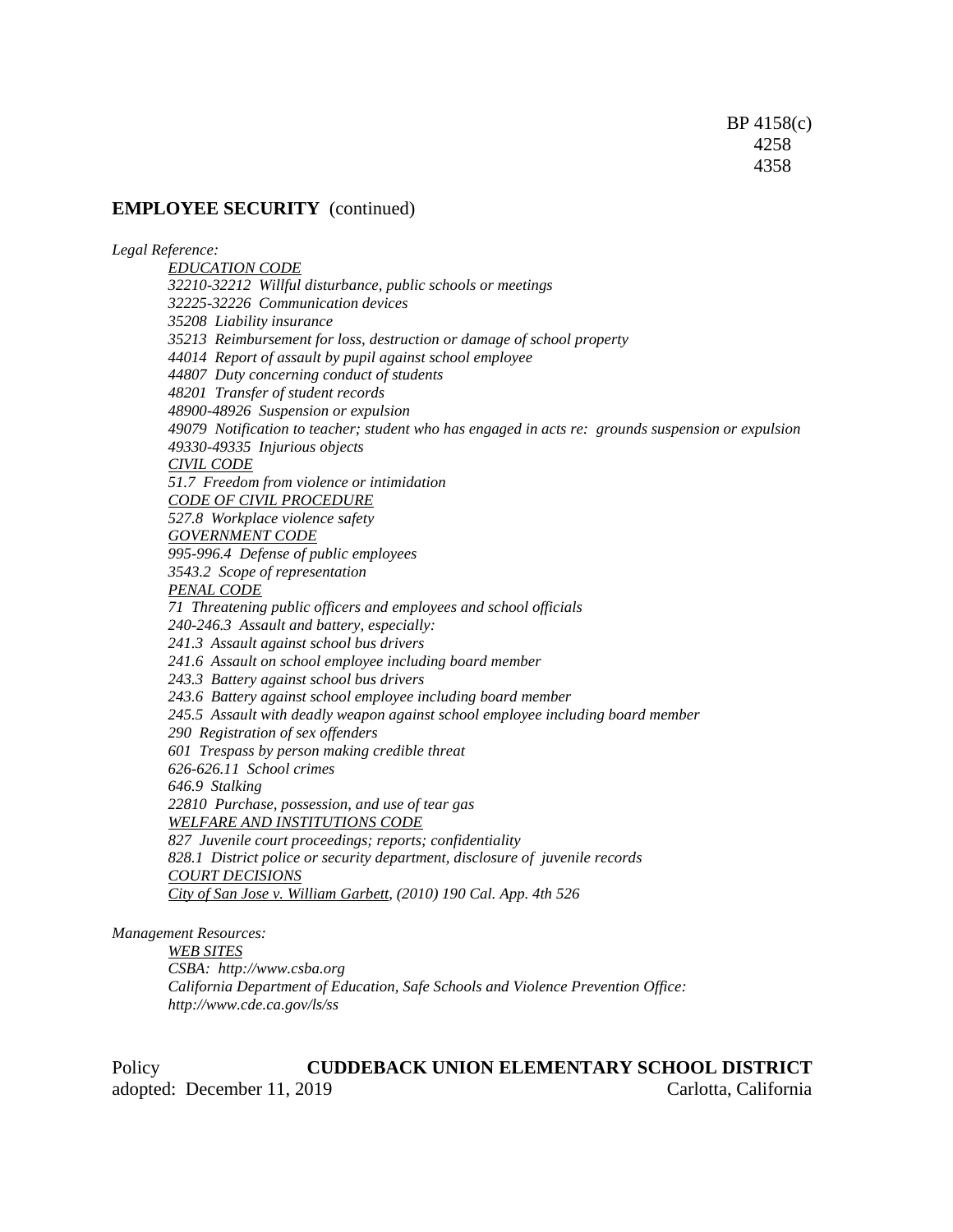BP 4158(c)
4258
4358

**EMPLOYEE SECURITY** (continued)

*Legal Reference:*

*EDUCATION CODE*
*32210-32212 Willful disturbance, public schools or meetings*
*32225-32226 Communication devices*
*35208 Liability insurance*
*35213 Reimbursement for loss, destruction or damage of school property*
*44014 Report of assault by pupil against school employee*
*44807 Duty concerning conduct of students*
*48201 Transfer of student records*
*48900-48926 Suspension or expulsion*
*49079 Notification to teacher; student who has engaged in acts re: grounds suspension or expulsion*
*49330-49335 Injurious objects*
*CIVIL CODE*
*51.7 Freedom from violence or intimidation*
*CODE OF CIVIL PROCEDURE*
*527.8 Workplace violence safety*
*GOVERNMENT CODE*
*995-996.4 Defense of public employees*
*3543.2 Scope of representation*
*PENAL CODE*
*71 Threatening public officers and employees and school officials*
*240-246.3 Assault and battery, especially:*
*241.3 Assault against school bus drivers*
*241.6 Assault on school employee including board member*
*243.3 Battery against school bus drivers*
*243.6 Battery against school employee including board member*
*245.5 Assault with deadly weapon against school employee including board member*
*290 Registration of sex offenders*
*601 Trespass by person making credible threat*
*626-626.11 School crimes*
*646.9 Stalking*
*22810 Purchase, possession, and use of tear gas*
*WELFARE AND INSTITUTIONS CODE*
*827 Juvenile court proceedings; reports; confidentiality*
*828.1 District police or security department, disclosure of juvenile records*
*COURT DECISIONS*
*City of San Jose v. William Garbett, (2010) 190 Cal. App. 4th 526*

*Management Resources:*

*WEB SITES*
*CSBA: http://www.csba.org*
*California Department of Education, Safe Schools and Violence Prevention Office: http://www.cde.ca.gov/ls/ss*

Policy **CUDDEBACK UNION ELEMENTARY SCHOOL DISTRICT**
adopted: December 11, 2019 Carlotta, California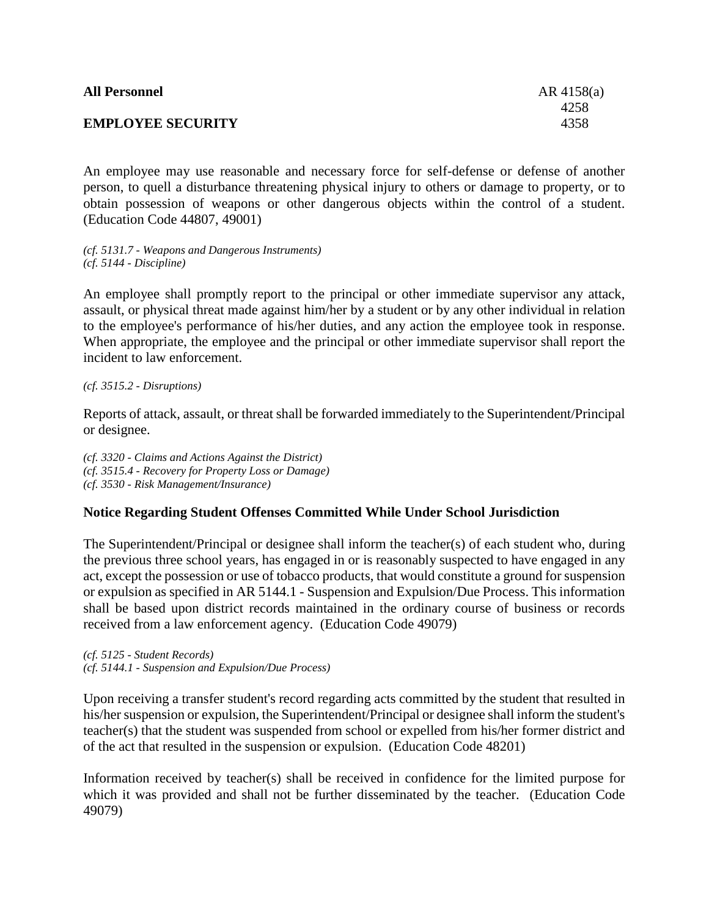**All Personnel** AR 4158(a) 4258 4358

**EMPLOYEE SECURITY**

An employee may use reasonable and necessary force for self-defense or defense of another person, to quell a disturbance threatening physical injury to others or damage to property, or to obtain possession of weapons or other dangerous objects within the control of a student. (Education Code 44807, 49001)

*(cf. 5131.7 - Weapons and Dangerous Instruments)*
*(cf. 5144 - Discipline)*

An employee shall promptly report to the principal or other immediate supervisor any attack, assault, or physical threat made against him/her by a student or by any other individual in relation to the employee's performance of his/her duties, and any action the employee took in response. When appropriate, the employee and the principal or other immediate supervisor shall report the incident to law enforcement.

*(cf. 3515.2 - Disruptions)*

Reports of attack, assault, or threat shall be forwarded immediately to the Superintendent/Principal or designee.

*(cf. 3320 - Claims and Actions Against the District)*
*(cf. 3515.4 - Recovery for Property Loss or Damage)*
*(cf. 3530 - Risk Management/Insurance)*

**Notice Regarding Student Offenses Committed While Under School Jurisdiction**

The Superintendent/Principal or designee shall inform the teacher(s) of each student who, during the previous three school years, has engaged in or is reasonably suspected to have engaged in any act, except the possession or use of tobacco products, that would constitute a ground for suspension or expulsion as specified in AR 5144.1 - Suspension and Expulsion/Due Process. This information shall be based upon district records maintained in the ordinary course of business or records received from a law enforcement agency. (Education Code 49079)

*(cf. 5125 - Student Records)*
*(cf. 5144.1 - Suspension and Expulsion/Due Process)*

Upon receiving a transfer student's record regarding acts committed by the student that resulted in his/her suspension or expulsion, the Superintendent/Principal or designee shall inform the student's teacher(s) that the student was suspended from school or expelled from his/her former district and of the act that resulted in the suspension or expulsion. (Education Code 48201)

Information received by teacher(s) shall be received in confidence for the limited purpose for which it was provided and shall not be further disseminated by the teacher. (Education Code 49079)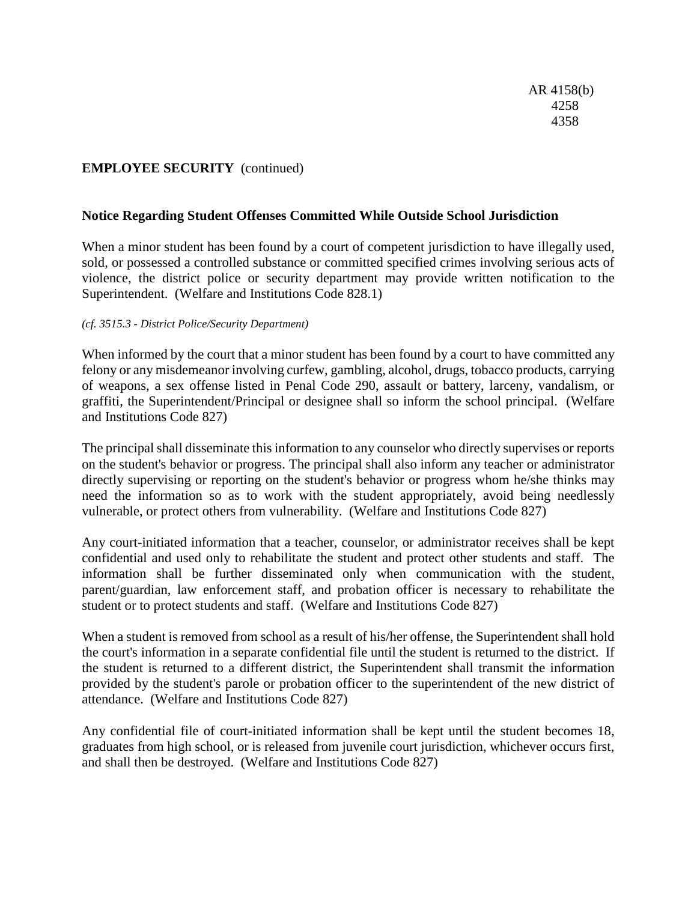**EMPLOYEE SECURITY** (continued)

**Notice Regarding Student Offenses Committed While Outside School Jurisdiction**

When a minor student has been found by a court of competent jurisdiction to have illegally used, sold, or possessed a controlled substance or committed specified crimes involving serious acts of violence, the district police or security department may provide written notification to the Superintendent. (Welfare and Institutions Code 828.1)

*(cf. 3515.3 - District Police/Security Department)*

When informed by the court that a minor student has been found by a court to have committed any felony or any misdemeanor involving curfew, gambling, alcohol, drugs, tobacco products, carrying of weapons, a sex offense listed in Penal Code 290, assault or battery, larceny, vandalism, or graffiti, the Superintendent/Principal or designee shall so inform the school principal. (Welfare and Institutions Code 827)

The principal shall disseminate this information to any counselor who directly supervises or reports on the student's behavior or progress. The principal shall also inform any teacher or administrator directly supervising or reporting on the student's behavior or progress whom he/she thinks may need the information so as to work with the student appropriately, avoid being needlessly vulnerable, or protect others from vulnerability. (Welfare and Institutions Code 827)

Any court-initiated information that a teacher, counselor, or administrator receives shall be kept confidential and used only to rehabilitate the student and protect other students and staff. The information shall be further disseminated only when communication with the student, parent/guardian, law enforcement staff, and probation officer is necessary to rehabilitate the student or to protect students and staff. (Welfare and Institutions Code 827)

When a student is removed from school as a result of his/her offense, the Superintendent shall hold the court's information in a separate confidential file until the student is returned to the district. If the student is returned to a different district, the Superintendent shall transmit the information provided by the student's parole or probation officer to the superintendent of the new district of attendance. (Welfare and Institutions Code 827)

Any confidential file of court-initiated information shall be kept until the student becomes 18, graduates from high school, or is released from juvenile court jurisdiction, whichever occurs first, and shall then be destroyed. (Welfare and Institutions Code 827)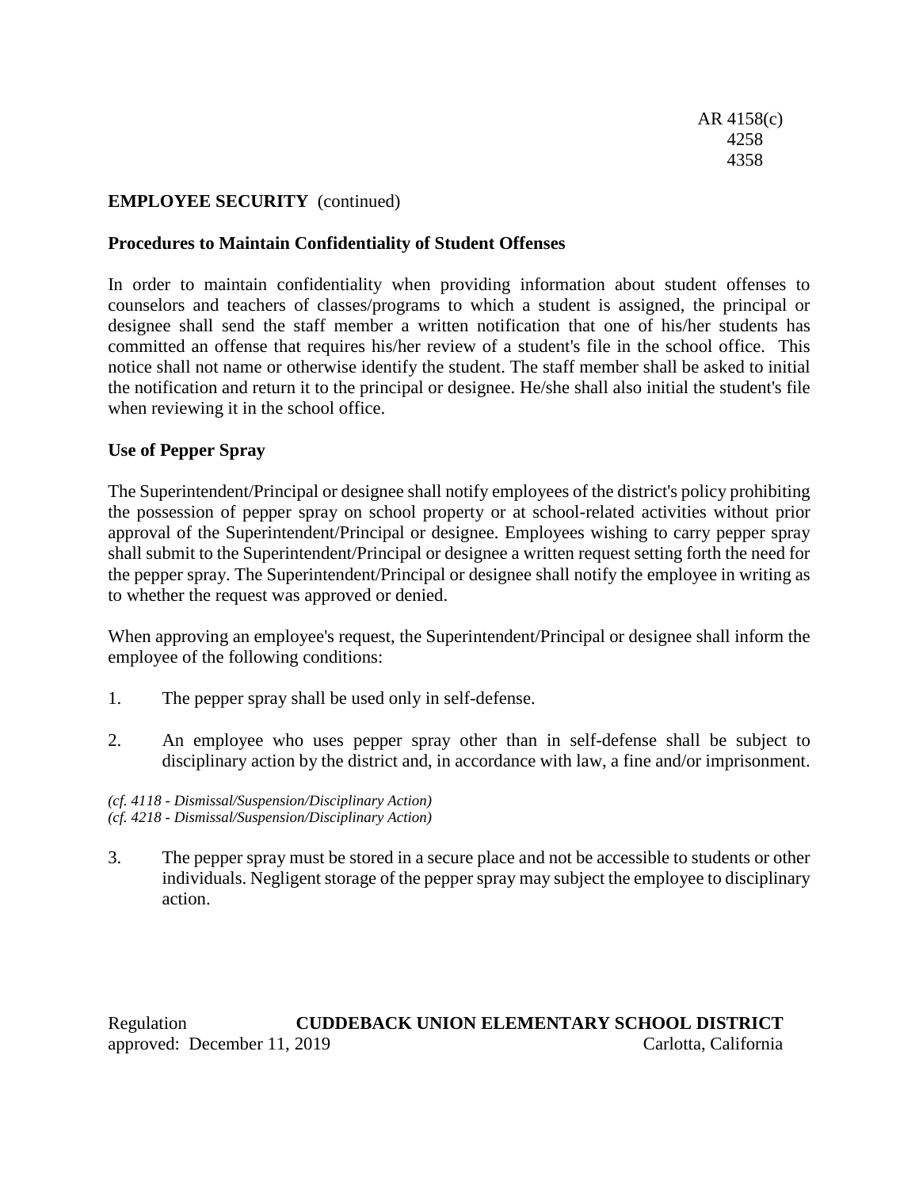## EMPLOYEE SECURITY (continued)

### Procedures to Maintain Confidentiality of Student Offenses

In order to maintain confidentiality when providing information about student offenses to counselors and teachers of classes/programs to which a student is assigned, the principal or designee shall send the staff member a written notification that one of his/her students has committed an offense that requires his/her review of a student's file in the school office. This notice shall not name or otherwise identify the student. The staff member shall be asked to initial the notification and return it to the principal or designee. He/she shall also initial the student's file when reviewing it in the school office.

### Use of Pepper Spray

The Superintendent/Principal or designee shall notify employees of the district's policy prohibiting the possession of pepper spray on school property or at school-related activities without prior approval of the Superintendent/Principal or designee. Employees wishing to carry pepper spray shall submit to the Superintendent/Principal or designee a written request setting forth the need for the pepper spray. The Superintendent/Principal or designee shall notify the employee in writing as to whether the request was approved or denied.

When approving an employee's request, the Superintendent/Principal or designee shall inform the employee of the following conditions:

1. The pepper spray shall be used only in self-defense.

2. An employee who uses pepper spray other than in self-defense shall be subject to disciplinary action by the district and, in accordance with law, a fine and/or imprisonment.

*(cf. 4118 - Dismissal/Suspension/Disciplinary Action)*
*(cf. 4218 - Dismissal/Suspension/Disciplinary Action)*

3. The pepper spray must be stored in a secure place and not be accessible to students or other individuals. Negligent storage of the pepper spray may subject the employee to disciplinary action.

Regulation **CUDDEBACK UNION ELEMENTARY SCHOOL DISTRICT**
approved: December 11, 2019 Carlotta, California